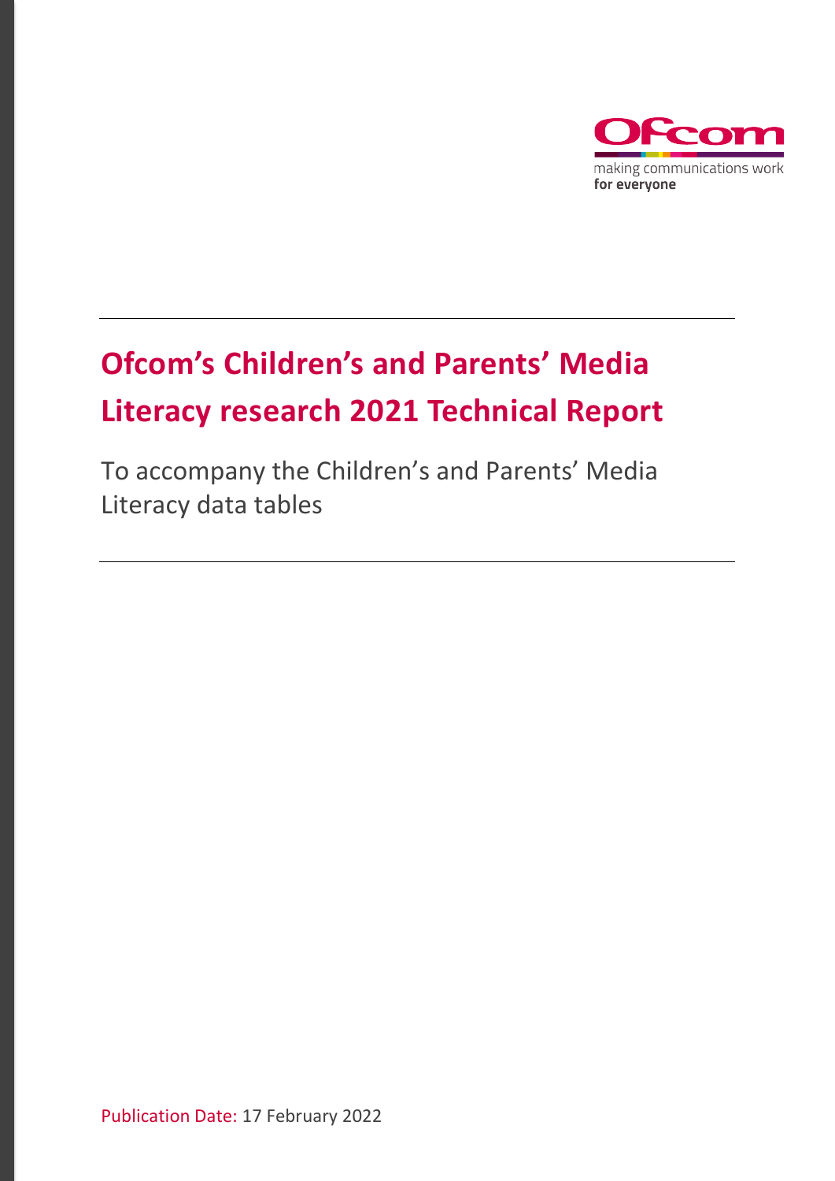Ofcom

making communications work
**for everyone**

# Ofcom's Children's and Parents' Media Literacy research 2021 Technical Report

To accompany the Children's and Parents' Media Literacy data tables

Publication Date: 17 February 2022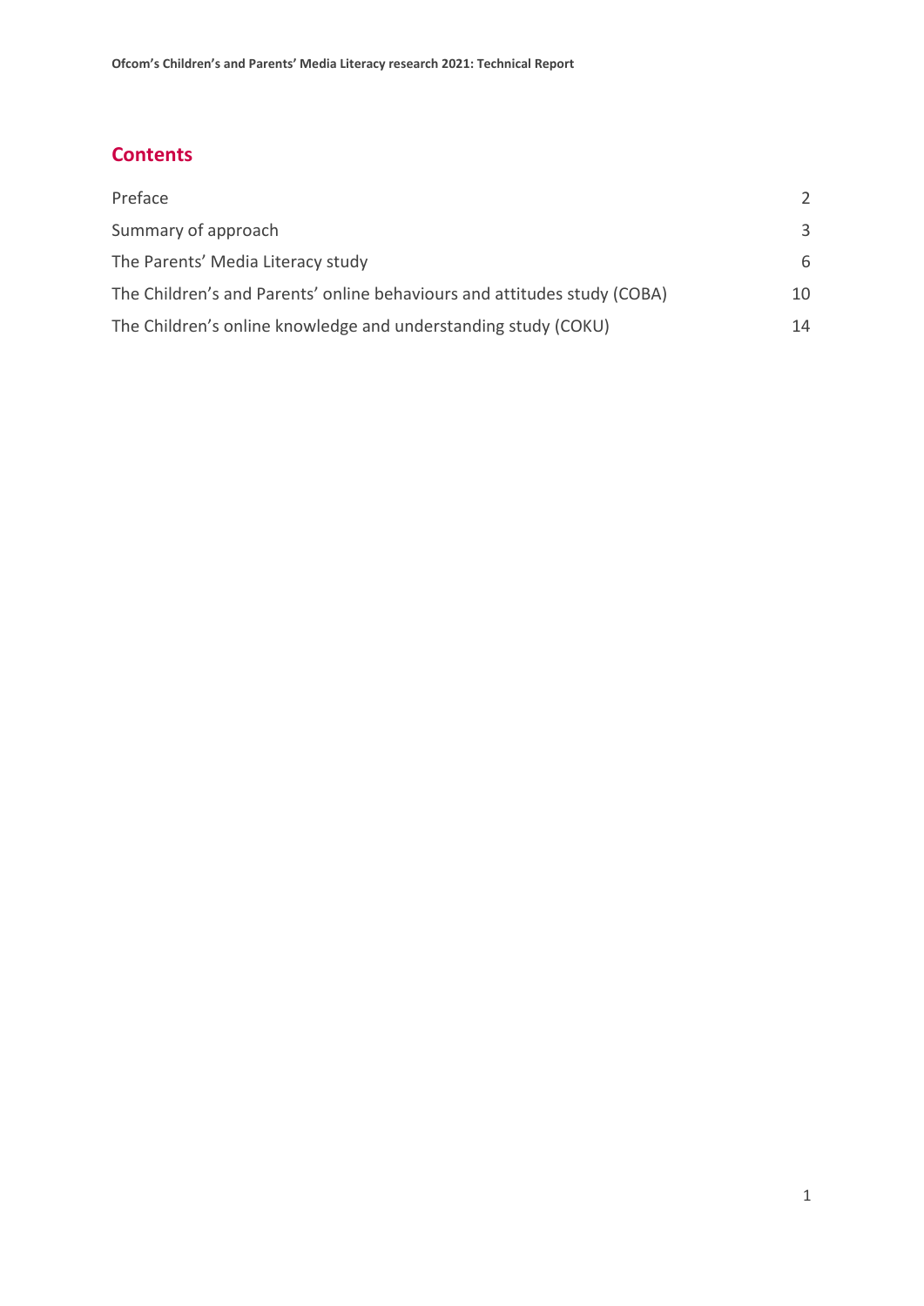## Contents

| | |
|---|---|
| Preface | 2 |
| Summary of approach | 3 |
| The Parents' Media Literacy study | 6 |
| The Children's and Parents' online behaviours and attitudes study (COBA) | 10 |
| The Children's online knowledge and understanding study (COKU) | 14 |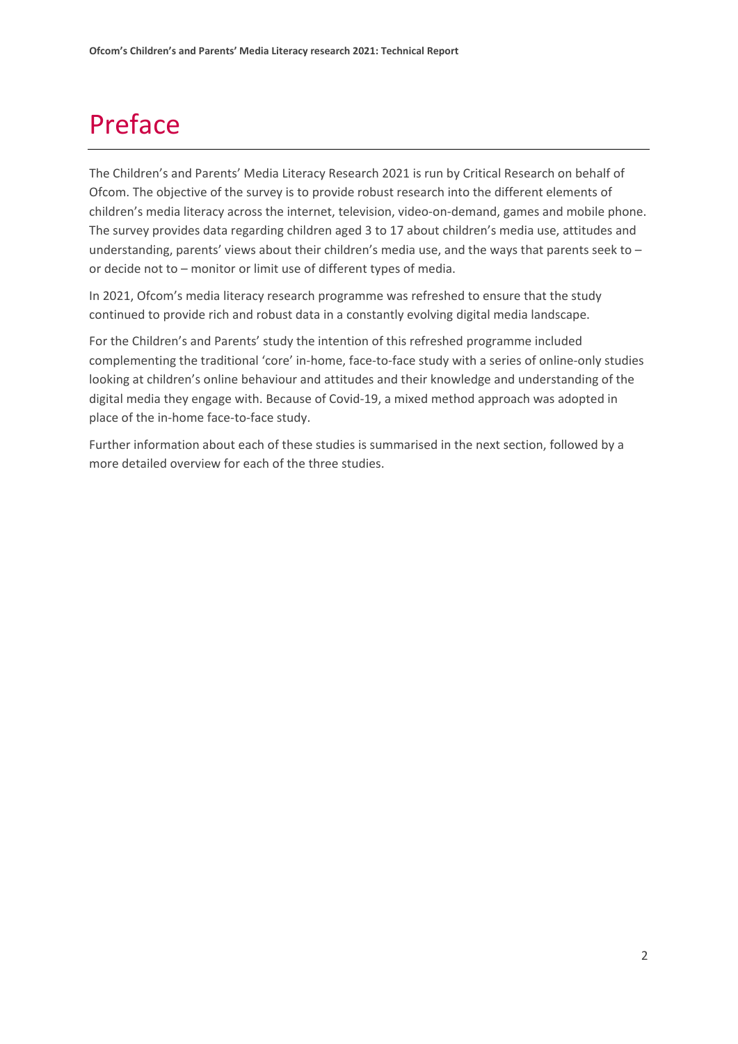# Preface

The Children's and Parents' Media Literacy Research 2021 is run by Critical Research on behalf of Ofcom. The objective of the survey is to provide robust research into the different elements of children's media literacy across the internet, television, video-on-demand, games and mobile phone. The survey provides data regarding children aged 3 to 17 about children's media use, attitudes and understanding, parents' views about their children's media use, and the ways that parents seek to – or decide not to – monitor or limit use of different types of media.

In 2021, Ofcom's media literacy research programme was refreshed to ensure that the study continued to provide rich and robust data in a constantly evolving digital media landscape.

For the Children's and Parents' study the intention of this refreshed programme included complementing the traditional 'core' in-home, face-to-face study with a series of online-only studies looking at children's online behaviour and attitudes and their knowledge and understanding of the digital media they engage with. Because of Covid-19, a mixed method approach was adopted in place of the in-home face-to-face study.

Further information about each of these studies is summarised in the next section, followed by a more detailed overview for each of the three studies.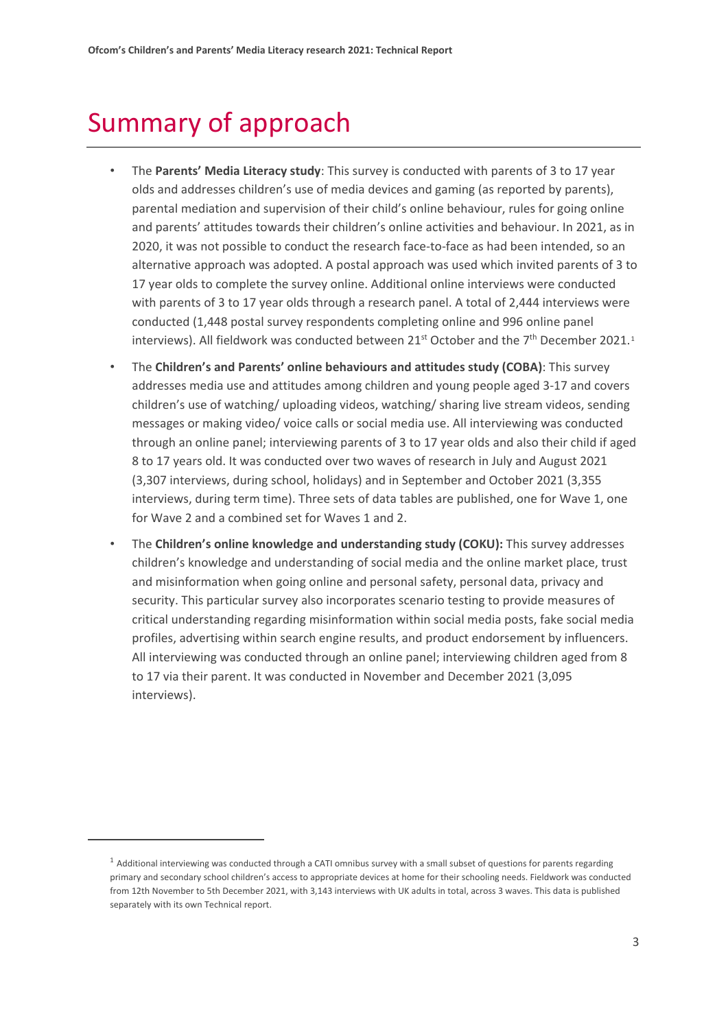# Summary of approach

- The **Parents' Media Literacy study**: This survey is conducted with parents of 3 to 17 year olds and addresses children's use of media devices and gaming (as reported by parents), parental mediation and supervision of their child's online behaviour, rules for going online and parents' attitudes towards their children's online activities and behaviour. In 2021, as in 2020, it was not possible to conduct the research face-to-face as had been intended, so an alternative approach was adopted. A postal approach was used which invited parents of 3 to 17 year olds to complete the survey online. Additional online interviews were conducted with parents of 3 to 17 year olds through a research panel. A total of 2,444 interviews were conducted (1,448 postal survey respondents completing online and 996 online panel interviews). All fieldwork was conducted between 21st October and the 7th December 2021.[1]
- The **Children's and Parents' online behaviours and attitudes study (COBA)**: This survey addresses media use and attitudes among children and young people aged 3-17 and covers children's use of watching/ uploading videos, watching/ sharing live stream videos, sending messages or making video/ voice calls or social media use. All interviewing was conducted through an online panel; interviewing parents of 3 to 17 year olds and also their child if aged 8 to 17 years old. It was conducted over two waves of research in July and August 2021 (3,307 interviews, during school, holidays) and in September and October 2021 (3,355 interviews, during term time). Three sets of data tables are published, one for Wave 1, one for Wave 2 and a combined set for Waves 1 and 2.
- The **Children's online knowledge and understanding study (COKU):** This survey addresses children's knowledge and understanding of social media and the online market place, trust and misinformation when going online and personal safety, personal data, privacy and security. This particular survey also incorporates scenario testing to provide measures of critical understanding regarding misinformation within social media posts, fake social media profiles, advertising within search engine results, and product endorsement by influencers. All interviewing was conducted through an online panel; interviewing children aged from 8 to 17 via their parent. It was conducted in November and December 2021 (3,095 interviews).

[1] Additional interviewing was conducted through a CATI omnibus survey with a small subset of questions for parents regarding primary and secondary school children's access to appropriate devices at home for their schooling needs. Fieldwork was conducted from 12th November to 5th December 2021, with 3,143 interviews with UK adults in total, across 3 waves. This data is published separately with its own Technical report.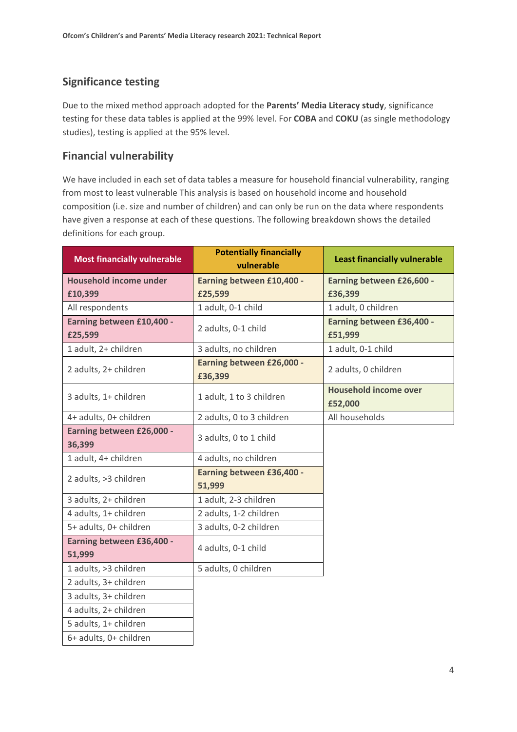## Significance testing

Due to the mixed method approach adopted for the **Parents' Media Literacy study**, significance testing for these data tables is applied at the 99% level. For **COBA** and **COKU** (as single methodology studies), testing is applied at the 95% level.

## Financial vulnerability

We have included in each set of data tables a measure for household financial vulnerability, ranging from most to least vulnerable This analysis is based on household income and household composition (i.e. size and number of children) and can only be run on the data where respondents have given a response at each of these questions. The following breakdown shows the detailed definitions for each group.

| Most financially vulnerable | Potentially financially vulnerable | Least financially vulnerable |
|---|---|---|
| **Household income under £10,399** | **Earning between £10,400 - £25,599** | **Earning between £26,600 - £36,399** |
| All respondents | 1 adult, 0-1 child | 1 adult, 0 children |
| **Earning between £10,400 - £25,599** | 2 adults, 0-1 child | **Earning between £36,400 - £51,999** |
| 1 adult, 2+ children | 3 adults, no children | 1 adult, 0-1 child |
| 2 adults, 2+ children | **Earning between £26,000 - £36,399** | 2 adults, 0 children |
| 3 adults, 1+ children | 1 adult, 1 to 3 children | **Household income over £52,000** |
| 4+ adults, 0+ children | 2 adults, 0 to 3 children | All households |
| **Earning between £26,000 - 36,399** | 3 adults, 0 to 1 child | |
| 1 adult, 4+ children | 4 adults, no children | |
| 2 adults, >3 children | **Earning between £36,400 - 51,999** | |
| 3 adults, 2+ children | 1 adult, 2-3 children | |
| 4 adults, 1+ children | 2 adults, 1-2 children | |
| 5+ adults, 0+ children | 3 adults, 0-2 children | |
| **Earning between £36,400 - 51,999** | 4 adults, 0-1 child | |
| 1 adults, >3 children | 5 adults, 0 children | |
| 2 adults, 3+ children | | |
| 3 adults, 3+ children | | |
| 4 adults, 2+ children | | |
| 5 adults, 1+ children | | |
| 6+ adults, 0+ children | | |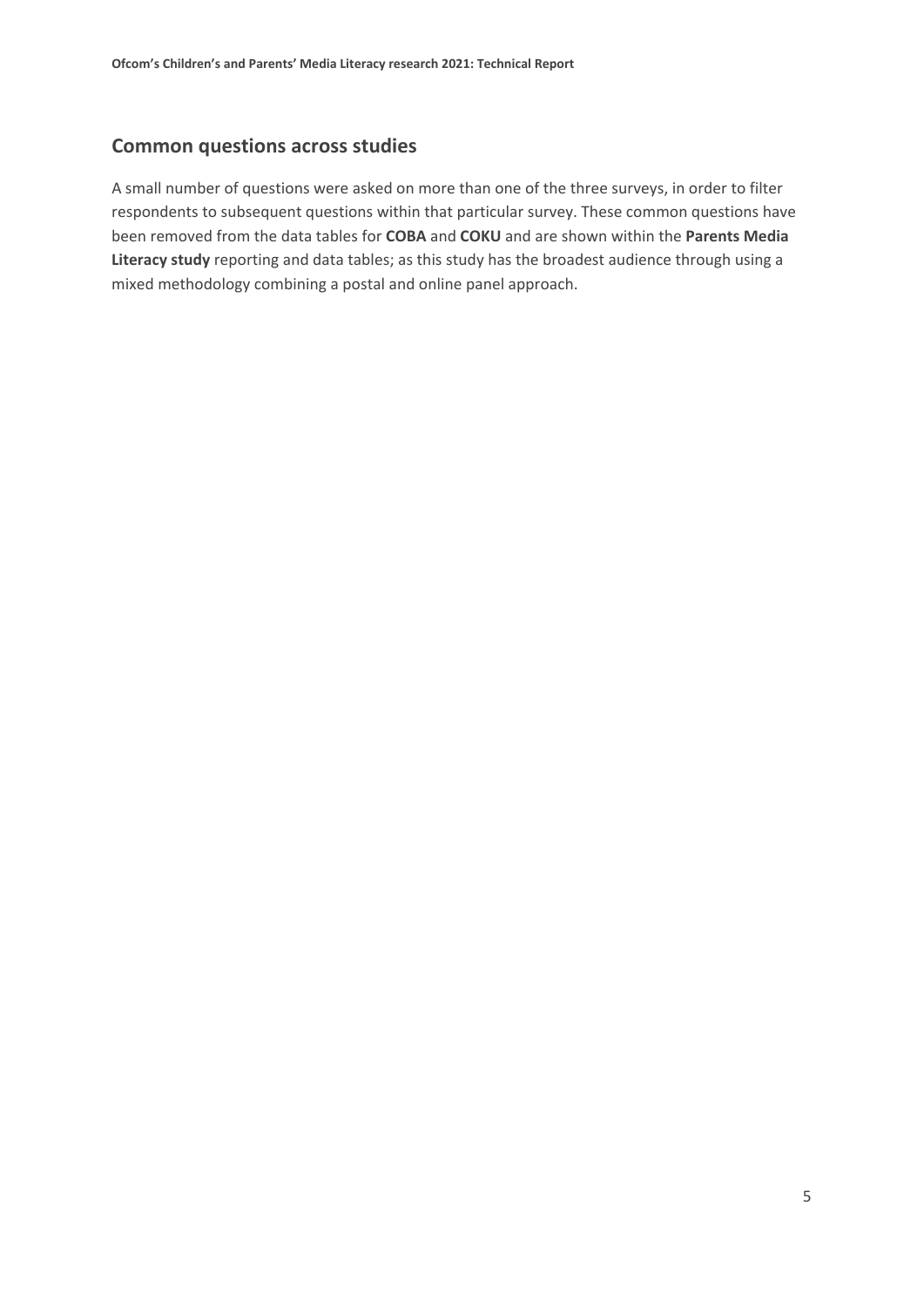## Common questions across studies

A small number of questions were asked on more than one of the three surveys, in order to filter respondents to subsequent questions within that particular survey. These common questions have been removed from the data tables for **COBA** and **COKU** and are shown within the **Parents Media Literacy study** reporting and data tables; as this study has the broadest audience through using a mixed methodology combining a postal and online panel approach.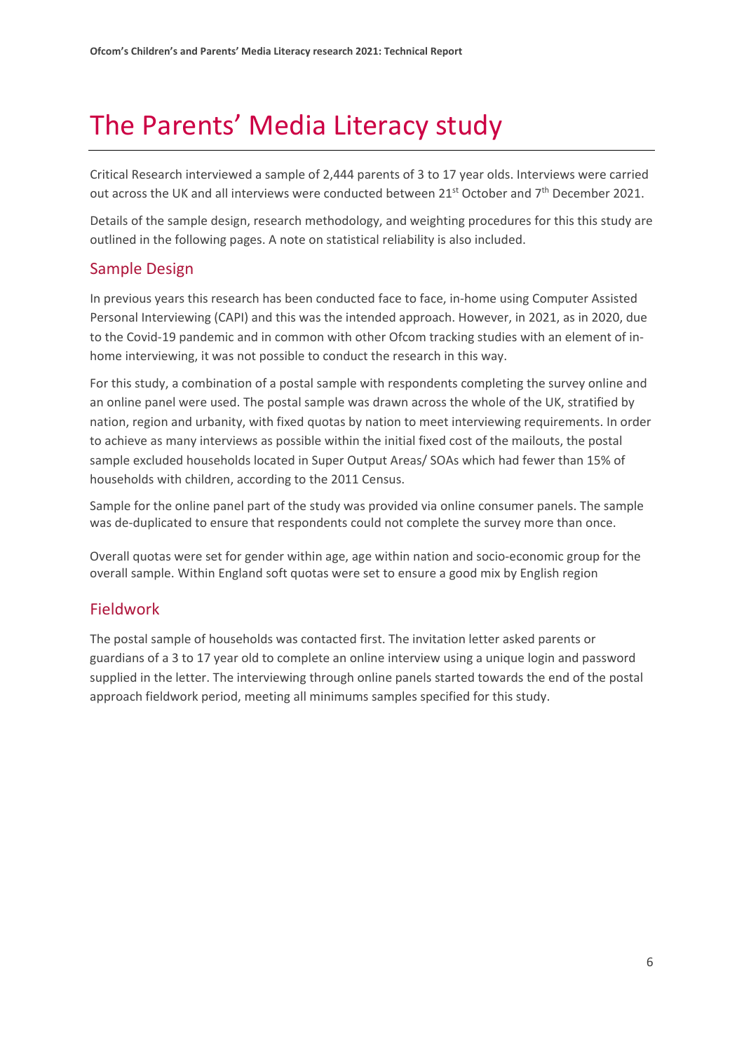# The Parents' Media Literacy study

Critical Research interviewed a sample of 2,444 parents of 3 to 17 year olds. Interviews were carried out across the UK and all interviews were conducted between 21st October and 7th December 2021.

Details of the sample design, research methodology, and weighting procedures for this this study are outlined in the following pages. A note on statistical reliability is also included.

## Sample Design

In previous years this research has been conducted face to face, in-home using Computer Assisted Personal Interviewing (CAPI) and this was the intended approach. However, in 2021, as in 2020, due to the Covid-19 pandemic and in common with other Ofcom tracking studies with an element of in-home interviewing, it was not possible to conduct the research in this way.

For this study, a combination of a postal sample with respondents completing the survey online and an online panel were used. The postal sample was drawn across the whole of the UK, stratified by nation, region and urbanity, with fixed quotas by nation to meet interviewing requirements. In order to achieve as many interviews as possible within the initial fixed cost of the mailouts, the postal sample excluded households located in Super Output Areas/ SOAs which had fewer than 15% of households with children, according to the 2011 Census.

Sample for the online panel part of the study was provided via online consumer panels. The sample was de-duplicated to ensure that respondents could not complete the survey more than once.

Overall quotas were set for gender within age, age within nation and socio-economic group for the overall sample. Within England soft quotas were set to ensure a good mix by English region

## Fieldwork

The postal sample of households was contacted first. The invitation letter asked parents or guardians of a 3 to 17 year old to complete an online interview using a unique login and password supplied in the letter. The interviewing through online panels started towards the end of the postal approach fieldwork period, meeting all minimums samples specified for this study.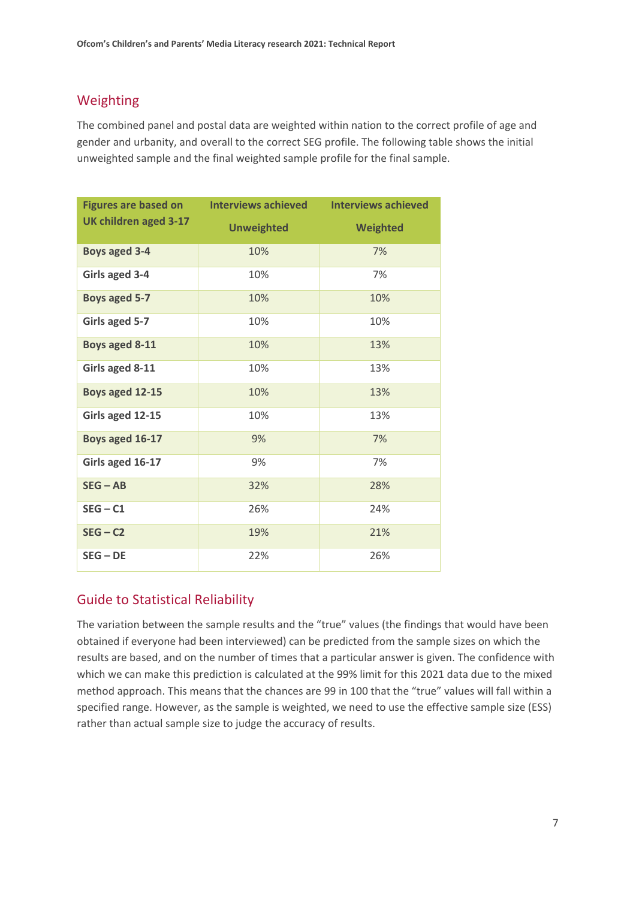## Weighting

The combined panel and postal data are weighted within nation to the correct profile of age and gender and urbanity, and overall to the correct SEG profile. The following table shows the initial unweighted sample and the final weighted sample profile for the final sample.

| Figures are based on UK children aged 3-17 | Interviews achieved Unweighted | Interviews achieved Weighted |
|---|---|---|
| **Boys aged 3-4** | 10% | 7% |
| **Girls aged 3-4** | 10% | 7% |
| **Boys aged 5-7** | 10% | 10% |
| **Girls aged 5-7** | 10% | 10% |
| **Boys aged 8-11** | 10% | 13% |
| **Girls aged 8-11** | 10% | 13% |
| **Boys aged 12-15** | 10% | 13% |
| **Girls aged 12-15** | 10% | 13% |
| **Boys aged 16-17** | 9% | 7% |
| **Girls aged 16-17** | 9% | 7% |
| **SEG – AB** | 32% | 28% |
| **SEG – C1** | 26% | 24% |
| **SEG – C2** | 19% | 21% |
| **SEG – DE** | 22% | 26% |

## Guide to Statistical Reliability

The variation between the sample results and the "true" values (the findings that would have been obtained if everyone had been interviewed) can be predicted from the sample sizes on which the results are based, and on the number of times that a particular answer is given. The confidence with which we can make this prediction is calculated at the 99% limit for this 2021 data due to the mixed method approach. This means that the chances are 99 in 100 that the "true" values will fall within a specified range. However, as the sample is weighted, we need to use the effective sample size (ESS) rather than actual sample size to judge the accuracy of results.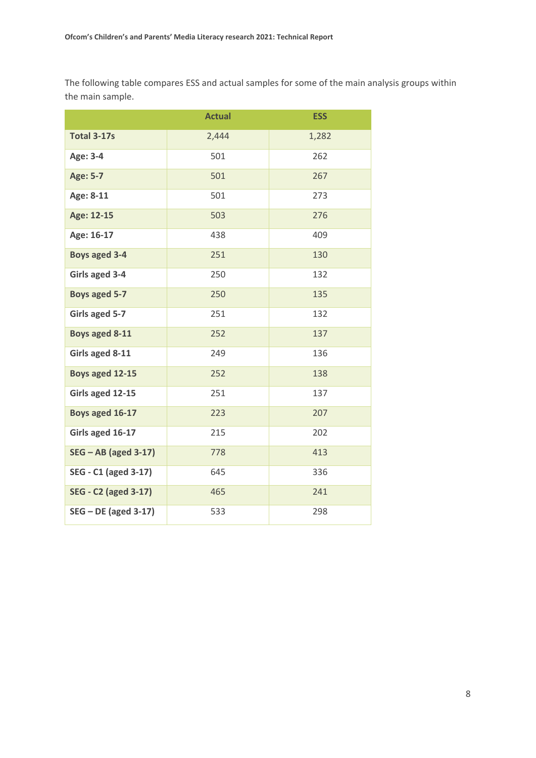The following table compares ESS and actual samples for some of the main analysis groups within the main sample.

| | Actual | ESS |
|---|---|---|
| **Total 3-17s** | 2,444 | 1,282 |
| **Age: 3-4** | 501 | 262 |
| **Age: 5-7** | 501 | 267 |
| **Age: 8-11** | 501 | 273 |
| **Age: 12-15** | 503 | 276 |
| **Age: 16-17** | 438 | 409 |
| **Boys aged 3-4** | 251 | 130 |
| **Girls aged 3-4** | 250 | 132 |
| **Boys aged 5-7** | 250 | 135 |
| **Girls aged 5-7** | 251 | 132 |
| **Boys aged 8-11** | 252 | 137 |
| **Girls aged 8-11** | 249 | 136 |
| **Boys aged 12-15** | 252 | 138 |
| **Girls aged 12-15** | 251 | 137 |
| **Boys aged 16-17** | 223 | 207 |
| **Girls aged 16-17** | 215 | 202 |
| **SEG – AB (aged 3-17)** | 778 | 413 |
| **SEG - C1 (aged 3-17)** | 645 | 336 |
| **SEG - C2 (aged 3-17)** | 465 | 241 |
| **SEG – DE (aged 3-17)** | 533 | 298 |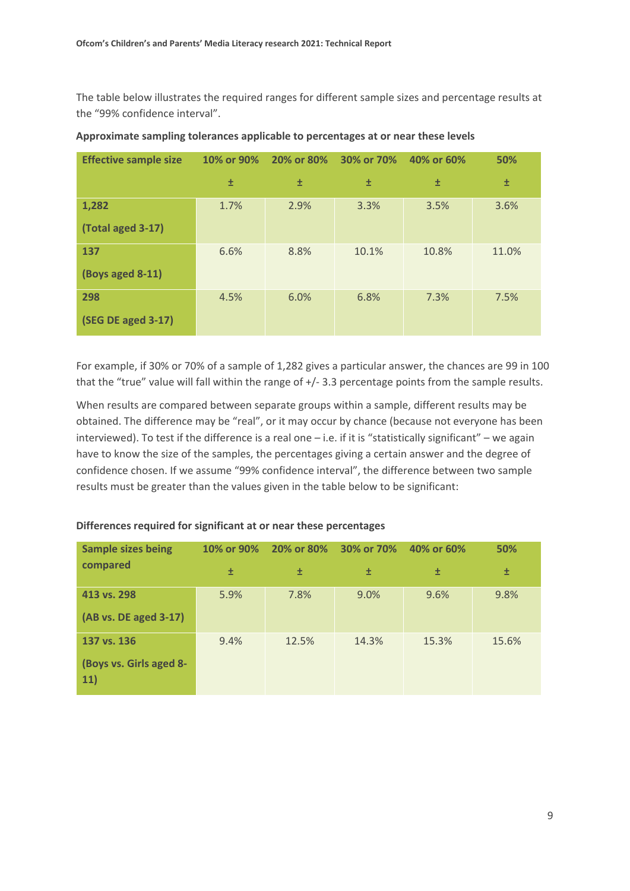The table below illustrates the required ranges for different sample sizes and percentage results at the "99% confidence interval".

**Approximate sampling tolerances applicable to percentages at or near these levels**

| Effective sample size | 10% or 90% ± | 20% or 80% ± | 30% or 70% ± | 40% or 60% ± | 50% ± |
|---|---|---|---|---|---|
| **1,282 (Total aged 3-17)** | 1.7% | 2.9% | 3.3% | 3.5% | 3.6% |
| **137 (Boys aged 8-11)** | 6.6% | 8.8% | 10.1% | 10.8% | 11.0% |
| **298 (SEG DE aged 3-17)** | 4.5% | 6.0% | 6.8% | 7.3% | 7.5% |

For example, if 30% or 70% of a sample of 1,282 gives a particular answer, the chances are 99 in 100 that the "true" value will fall within the range of +/- 3.3 percentage points from the sample results.

When results are compared between separate groups within a sample, different results may be obtained. The difference may be "real", or it may occur by chance (because not everyone has been interviewed). To test if the difference is a real one – i.e. if it is "statistically significant" – we again have to know the size of the samples, the percentages giving a certain answer and the degree of confidence chosen. If we assume "99% confidence interval", the difference between two sample results must be greater than the values given in the table below to be significant:

**Differences required for significant at or near these percentages**

| Sample sizes being compared | 10% or 90% ± | 20% or 80% ± | 30% or 70% ± | 40% or 60% ± | 50% ± |
|---|---|---|---|---|---|
| **413 vs. 298 (AB vs. DE aged 3-17)** | 5.9% | 7.8% | 9.0% | 9.6% | 9.8% |
| **137 vs. 136 (Boys vs. Girls aged 8-11)** | 9.4% | 12.5% | 14.3% | 15.3% | 15.6% |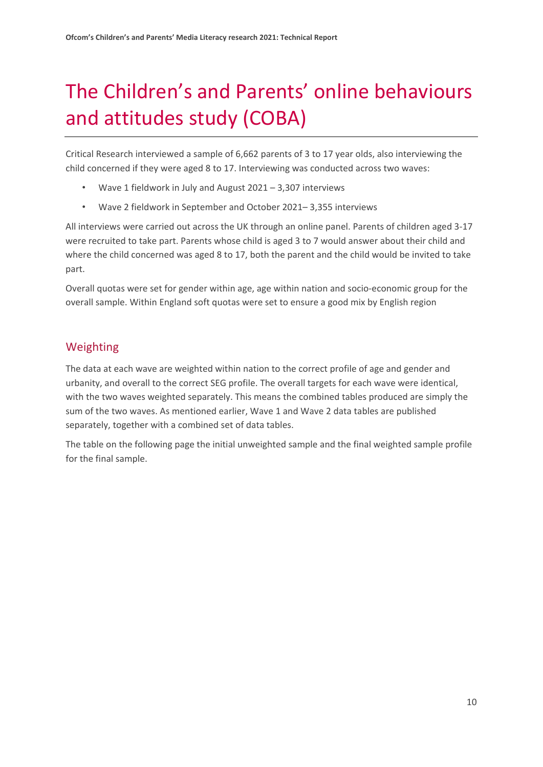# The Children's and Parents' online behaviours and attitudes study (COBA)

Critical Research interviewed a sample of 6,662 parents of 3 to 17 year olds, also interviewing the child concerned if they were aged 8 to 17. Interviewing was conducted across two waves:

- Wave 1 fieldwork in July and August 2021 – 3,307 interviews
- Wave 2 fieldwork in September and October 2021– 3,355 interviews

All interviews were carried out across the UK through an online panel. Parents of children aged 3-17 were recruited to take part. Parents whose child is aged 3 to 7 would answer about their child and where the child concerned was aged 8 to 17, both the parent and the child would be invited to take part.

Overall quotas were set for gender within age, age within nation and socio-economic group for the overall sample. Within England soft quotas were set to ensure a good mix by English region

## Weighting

The data at each wave are weighted within nation to the correct profile of age and gender and urbanity, and overall to the correct SEG profile. The overall targets for each wave were identical, with the two waves weighted separately. This means the combined tables produced are simply the sum of the two waves. As mentioned earlier, Wave 1 and Wave 2 data tables are published separately, together with a combined set of data tables.

The table on the following page the initial unweighted sample and the final weighted sample profile for the final sample.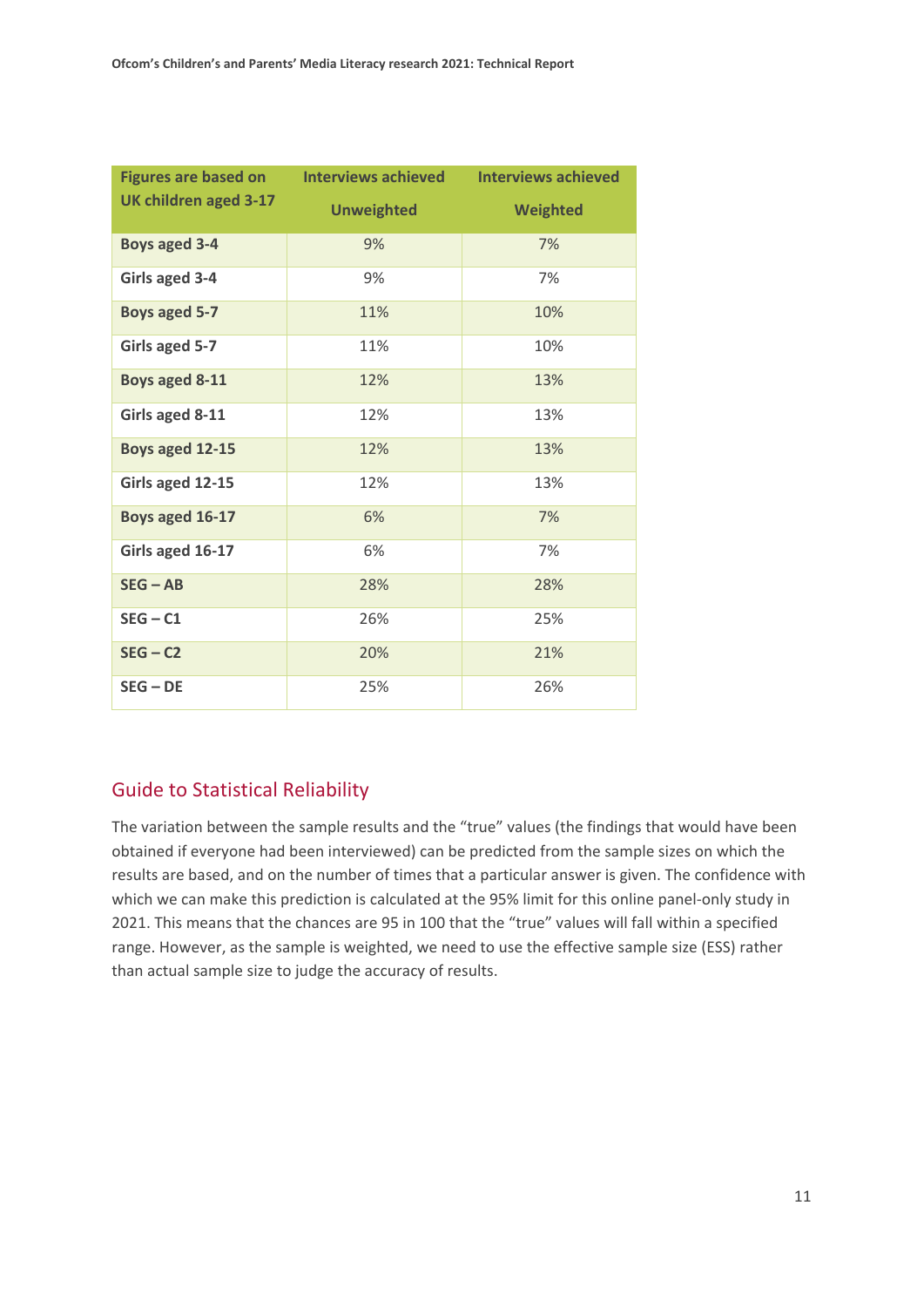| Figures are based on UK children aged 3-17 | Interviews achieved Unweighted | Interviews achieved Weighted |
|---|---|---|
| **Boys aged 3-4** | 9% | 7% |
| **Girls aged 3-4** | 9% | 7% |
| **Boys aged 5-7** | 11% | 10% |
| **Girls aged 5-7** | 11% | 10% |
| **Boys aged 8-11** | 12% | 13% |
| **Girls aged 8-11** | 12% | 13% |
| **Boys aged 12-15** | 12% | 13% |
| **Girls aged 12-15** | 12% | 13% |
| **Boys aged 16-17** | 6% | 7% |
| **Girls aged 16-17** | 6% | 7% |
| **SEG – AB** | 28% | 28% |
| **SEG – C1** | 26% | 25% |
| **SEG – C2** | 20% | 21% |
| **SEG – DE** | 25% | 26% |

## Guide to Statistical Reliability

The variation between the sample results and the "true" values (the findings that would have been obtained if everyone had been interviewed) can be predicted from the sample sizes on which the results are based, and on the number of times that a particular answer is given. The confidence with which we can make this prediction is calculated at the 95% limit for this online panel-only study in 2021. This means that the chances are 95 in 100 that the "true" values will fall within a specified range. However, as the sample is weighted, we need to use the effective sample size (ESS) rather than actual sample size to judge the accuracy of results.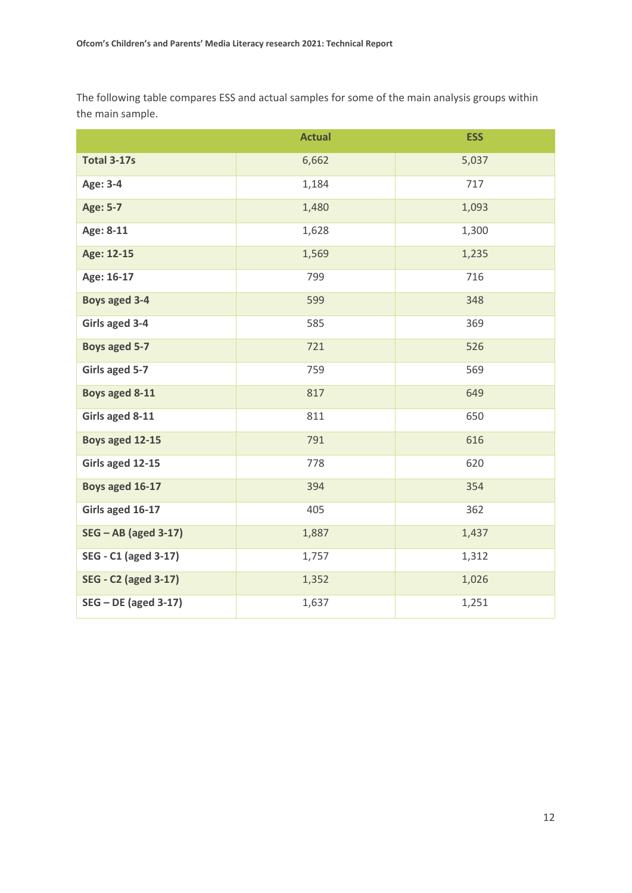The following table compares ESS and actual samples for some of the main analysis groups within the main sample.

| | Actual | ESS |
|---|---|---|
| **Total 3-17s** | 6,662 | 5,037 |
| **Age: 3-4** | 1,184 | 717 |
| **Age: 5-7** | 1,480 | 1,093 |
| **Age: 8-11** | 1,628 | 1,300 |
| **Age: 12-15** | 1,569 | 1,235 |
| **Age: 16-17** | 799 | 716 |
| **Boys aged 3-4** | 599 | 348 |
| **Girls aged 3-4** | 585 | 369 |
| **Boys aged 5-7** | 721 | 526 |
| **Girls aged 5-7** | 759 | 569 |
| **Boys aged 8-11** | 817 | 649 |
| **Girls aged 8-11** | 811 | 650 |
| **Boys aged 12-15** | 791 | 616 |
| **Girls aged 12-15** | 778 | 620 |
| **Boys aged 16-17** | 394 | 354 |
| **Girls aged 16-17** | 405 | 362 |
| **SEG – AB (aged 3-17)** | 1,887 | 1,437 |
| **SEG - C1 (aged 3-17)** | 1,757 | 1,312 |
| **SEG - C2 (aged 3-17)** | 1,352 | 1,026 |
| **SEG – DE (aged 3-17)** | 1,637 | 1,251 |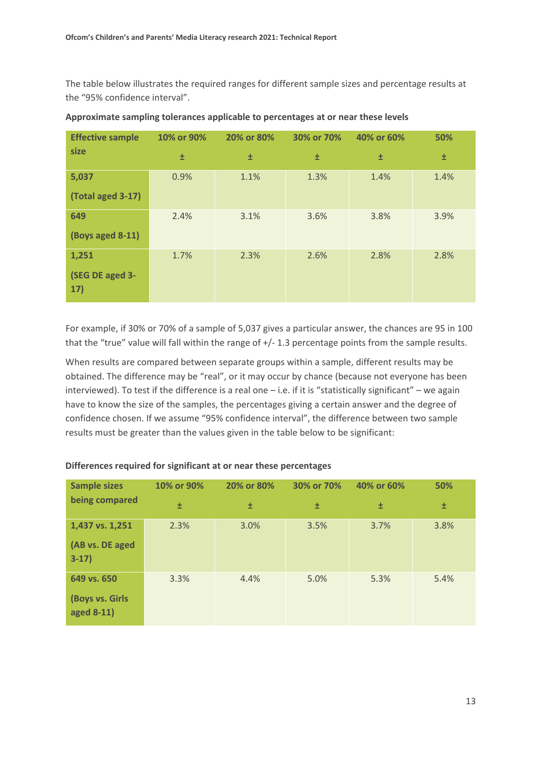The table below illustrates the required ranges for different sample sizes and percentage results at the "95% confidence interval".

**Approximate sampling tolerances applicable to percentages at or near these levels**

| Effective sample size | 10% or 90% ± | 20% or 80% ± | 30% or 70% ± | 40% or 60% ± | 50% ± |
|---|---|---|---|---|---|
| **5,037 (Total aged 3-17)** | 0.9% | 1.1% | 1.3% | 1.4% | 1.4% |
| **649 (Boys aged 8-11)** | 2.4% | 3.1% | 3.6% | 3.8% | 3.9% |
| **1,251 (SEG DE aged 3-17)** | 1.7% | 2.3% | 2.6% | 2.8% | 2.8% |

For example, if 30% or 70% of a sample of 5,037 gives a particular answer, the chances are 95 in 100 that the "true" value will fall within the range of +/- 1.3 percentage points from the sample results.

When results are compared between separate groups within a sample, different results may be obtained. The difference may be "real", or it may occur by chance (because not everyone has been interviewed). To test if the difference is a real one – i.e. if it is "statistically significant" – we again have to know the size of the samples, the percentages giving a certain answer and the degree of confidence chosen. If we assume "95% confidence interval", the difference between two sample results must be greater than the values given in the table below to be significant:

**Differences required for significant at or near these percentages**

| Sample sizes being compared | 10% or 90% ± | 20% or 80% ± | 30% or 70% ± | 40% or 60% ± | 50% ± |
|---|---|---|---|---|---|
| **1,437 vs. 1,251 (AB vs. DE aged 3-17)** | 2.3% | 3.0% | 3.5% | 3.7% | 3.8% |
| **649 vs. 650 (Boys vs. Girls aged 8-11)** | 3.3% | 4.4% | 5.0% | 5.3% | 5.4% |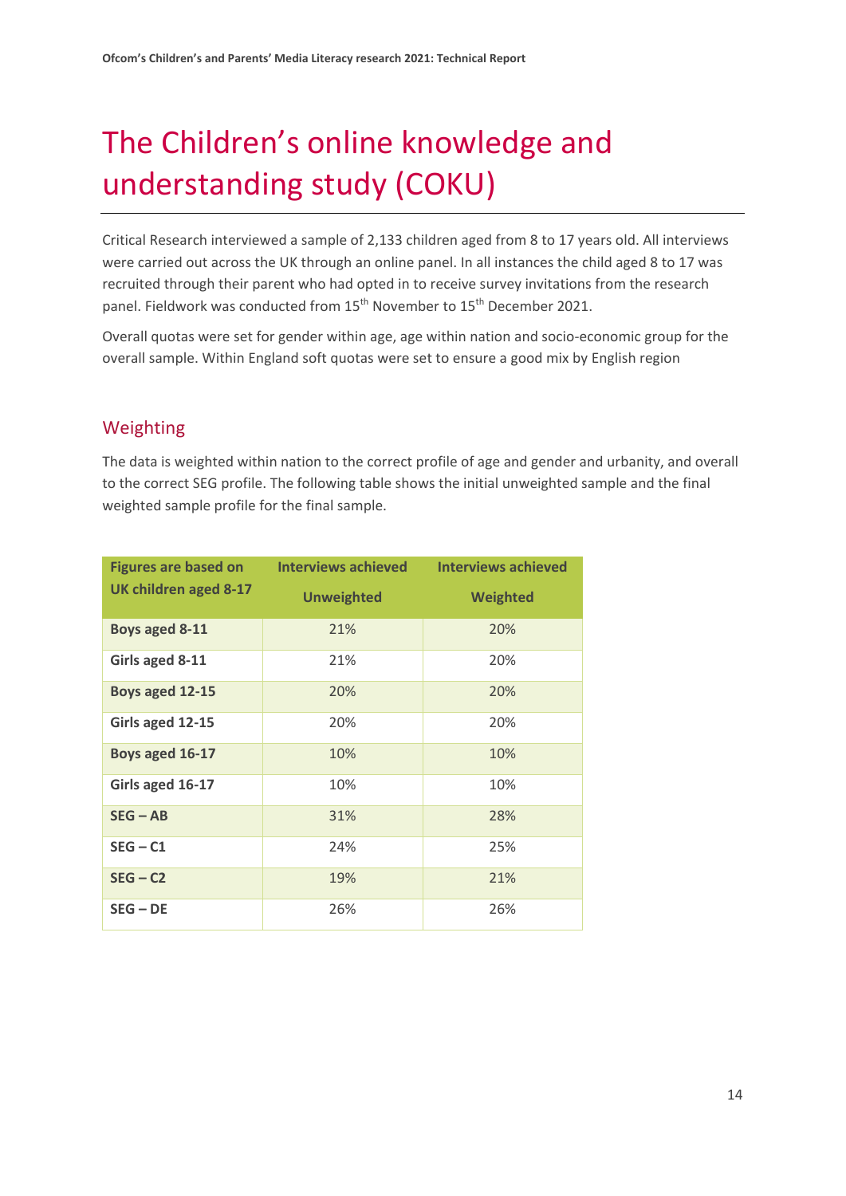# The Children's online knowledge and understanding study (COKU)

Critical Research interviewed a sample of 2,133 children aged from 8 to 17 years old. All interviews were carried out across the UK through an online panel. In all instances the child aged 8 to 17 was recruited through their parent who had opted in to receive survey invitations from the research panel. Fieldwork was conducted from 15th November to 15th December 2021.

Overall quotas were set for gender within age, age within nation and socio-economic group for the overall sample. Within England soft quotas were set to ensure a good mix by English region

## Weighting

The data is weighted within nation to the correct profile of age and gender and urbanity, and overall to the correct SEG profile. The following table shows the initial unweighted sample and the final weighted sample profile for the final sample.

| Figures are based on UK children aged 8-17 | Interviews achieved Unweighted | Interviews achieved Weighted |
|---|---|---|
| **Boys aged 8-11** | 21% | 20% |
| **Girls aged 8-11** | 21% | 20% |
| **Boys aged 12-15** | 20% | 20% |
| **Girls aged 12-15** | 20% | 20% |
| **Boys aged 16-17** | 10% | 10% |
| **Girls aged 16-17** | 10% | 10% |
| **SEG – AB** | 31% | 28% |
| **SEG – C1** | 24% | 25% |
| **SEG – C2** | 19% | 21% |
| **SEG – DE** | 26% | 26% |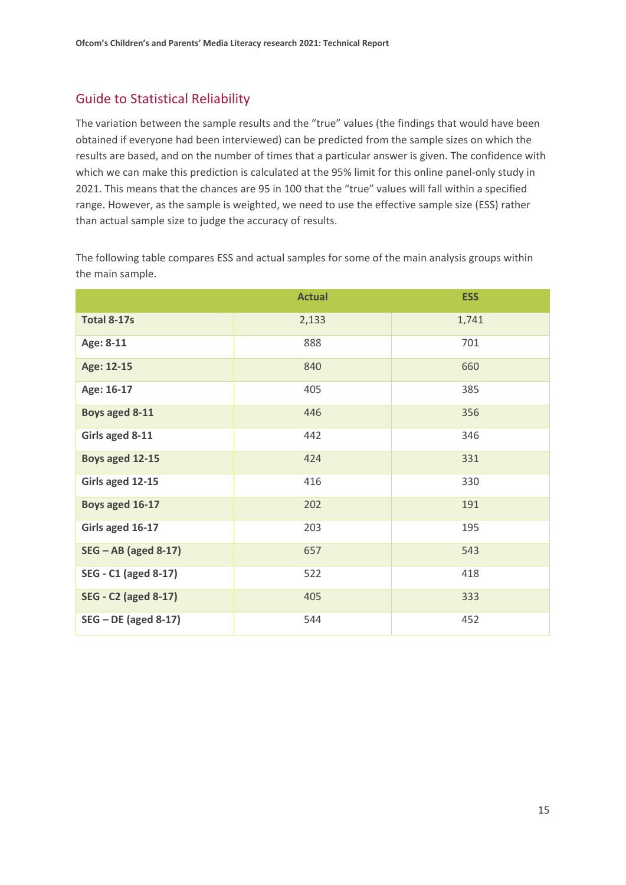## Guide to Statistical Reliability

The variation between the sample results and the "true" values (the findings that would have been obtained if everyone had been interviewed) can be predicted from the sample sizes on which the results are based, and on the number of times that a particular answer is given. The confidence with which we can make this prediction is calculated at the 95% limit for this online panel-only study in 2021. This means that the chances are 95 in 100 that the "true" values will fall within a specified range. However, as the sample is weighted, we need to use the effective sample size (ESS) rather than actual sample size to judge the accuracy of results.

The following table compares ESS and actual samples for some of the main analysis groups within the main sample.

| | Actual | ESS |
|---|---|---|
| **Total 8-17s** | 2,133 | 1,741 |
| **Age: 8-11** | 888 | 701 |
| **Age: 12-15** | 840 | 660 |
| **Age: 16-17** | 405 | 385 |
| **Boys aged 8-11** | 446 | 356 |
| **Girls aged 8-11** | 442 | 346 |
| **Boys aged 12-15** | 424 | 331 |
| **Girls aged 12-15** | 416 | 330 |
| **Boys aged 16-17** | 202 | 191 |
| **Girls aged 16-17** | 203 | 195 |
| **SEG – AB (aged 8-17)** | 657 | 543 |
| **SEG - C1 (aged 8-17)** | 522 | 418 |
| **SEG - C2 (aged 8-17)** | 405 | 333 |
| **SEG – DE (aged 8-17)** | 544 | 452 |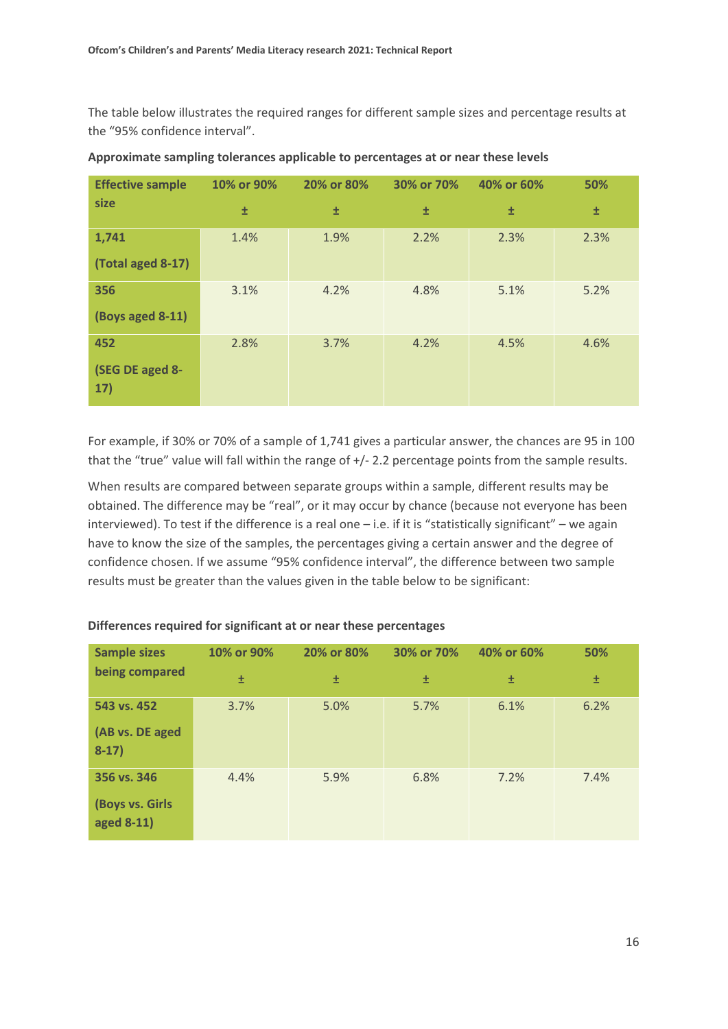The table below illustrates the required ranges for different sample sizes and percentage results at the "95% confidence interval".

**Approximate sampling tolerances applicable to percentages at or near these levels**

| Effective sample size | 10% or 90% ± | 20% or 80% ± | 30% or 70% ± | 40% or 60% ± | 50% ± |
|---|---|---|---|---|---|
| **1,741** **(Total aged 8-17)** | 1.4% | 1.9% | 2.2% | 2.3% | 2.3% |
| **356** **(Boys aged 8-11)** | 3.1% | 4.2% | 4.8% | 5.1% | 5.2% |
| **452** **(SEG DE aged 8-17)** | 2.8% | 3.7% | 4.2% | 4.5% | 4.6% |

For example, if 30% or 70% of a sample of 1,741 gives a particular answer, the chances are 95 in 100 that the "true" value will fall within the range of +/- 2.2 percentage points from the sample results.

When results are compared between separate groups within a sample, different results may be obtained. The difference may be "real", or it may occur by chance (because not everyone has been interviewed). To test if the difference is a real one – i.e. if it is "statistically significant" – we again have to know the size of the samples, the percentages giving a certain answer and the degree of confidence chosen. If we assume "95% confidence interval", the difference between two sample results must be greater than the values given in the table below to be significant:

**Differences required for significant at or near these percentages**

| Sample sizes being compared | 10% or 90% ± | 20% or 80% ± | 30% or 70% ± | 40% or 60% ± | 50% ± |
|---|---|---|---|---|---|
| **543 vs. 452** **(AB vs. DE aged 8-17)** | 3.7% | 5.0% | 5.7% | 6.1% | 6.2% |
| **356 vs. 346** **(Boys vs. Girls aged 8-11)** | 4.4% | 5.9% | 6.8% | 7.2% | 7.4% |